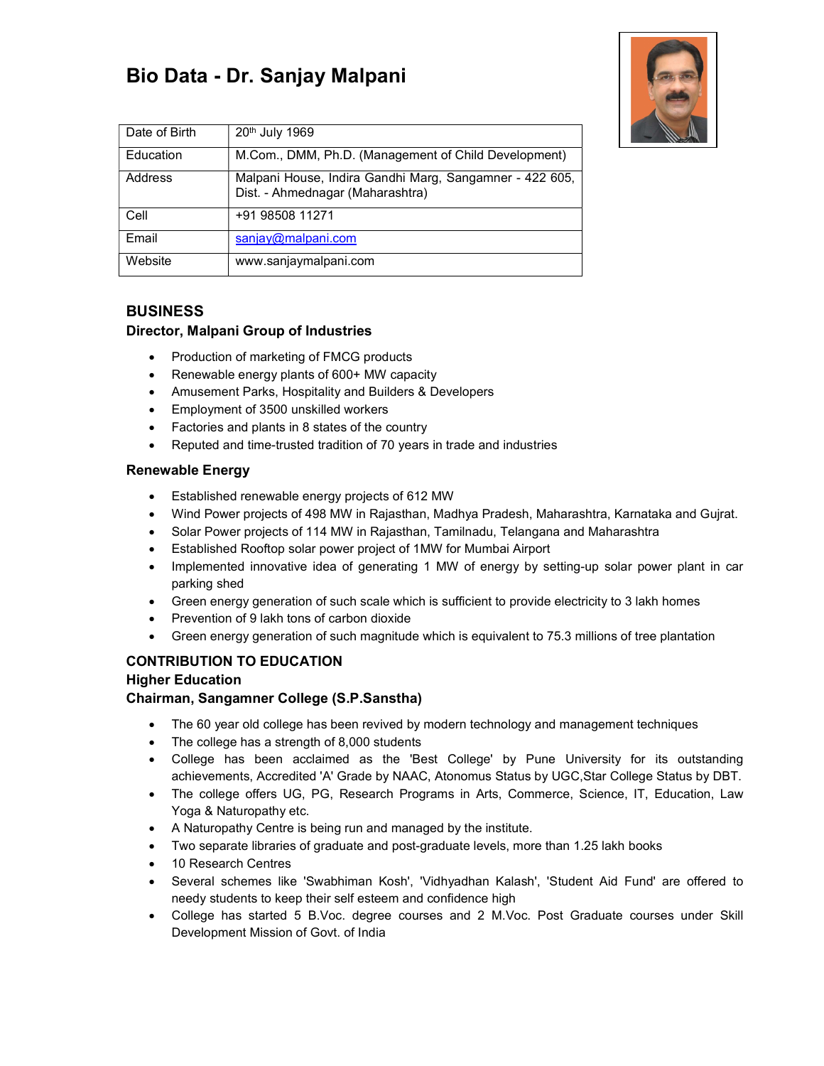# Bio Data - Dr. Sanjay Malpani

| | |
|---|---|
| Date of Birth | 20th July 1969 |
| Education | M.Com., DMM, Ph.D. (Management of Child Development) |
| Address | Malpani House, Indira Gandhi Marg, Sangamner - 422 605, Dist. - Ahmednagar (Maharashtra) |
| Cell | +91 98508 11271 |
| Email | sanjay@malpani.com |
| Website | www.sanjaymalpani.com |

## BUSINESS

### Director, Malpani Group of Industries

- Production of marketing of FMCG products
- Renewable energy plants of 600+ MW capacity
- Amusement Parks, Hospitality and Builders & Developers
- Employment of 3500 unskilled workers
- Factories and plants in 8 states of the country
- Reputed and time-trusted tradition of 70 years in trade and industries

### Renewable Energy

- Established renewable energy projects of 612 MW
- Wind Power projects of 498 MW in Rajasthan, Madhya Pradesh, Maharashtra, Karnataka and Gujrat.
- Solar Power projects of 114 MW in Rajasthan, Tamilnadu, Telangana and Maharashtra
- Established Rooftop solar power project of 1MW for Mumbai Airport
- Implemented innovative idea of generating 1 MW of energy by setting-up solar power plant in car parking shed
- Green energy generation of such scale which is sufficient to provide electricity to 3 lakh homes
- Prevention of 9 lakh tons of carbon dioxide
- Green energy generation of such magnitude which is equivalent to 75.3 millions of tree plantation

## CONTRIBUTION TO EDUCATION

### Higher Education

### Chairman, Sangamner College (S.P.Sanstha)

- The 60 year old college has been revived by modern technology and management techniques
- The college has a strength of 8,000 students
- College has been acclaimed as the 'Best College' by Pune University for its outstanding achievements, Accredited 'A' Grade by NAAC, Atonomus Status by UGC,Star College Status by DBT.
- The college offers UG, PG, Research Programs in Arts, Commerce, Science, IT, Education, Law Yoga & Naturopathy etc.
- A Naturopathy Centre is being run and managed by the institute.
- Two separate libraries of graduate and post-graduate levels, more than 1.25 lakh books
- 10 Research Centres
- Several schemes like 'Swabhiman Kosh', 'Vidhyadhan Kalash', 'Student Aid Fund' are offered to needy students to keep their self esteem and confidence high
- College has started 5 B.Voc. degree courses and 2 M.Voc. Post Graduate courses under Skill Development Mission of Govt. of India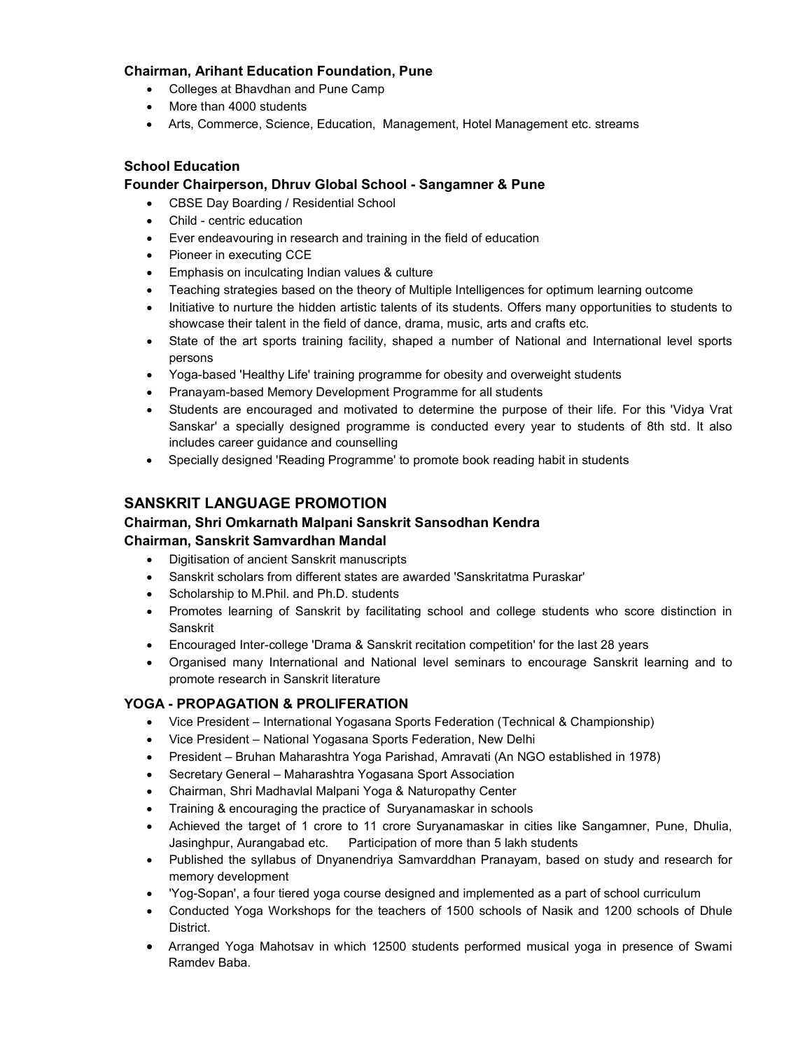**Chairman, Arihant Education Foundation, Pune**

- Colleges at Bhavdhan and Pune Camp
- More than 4000 students
- Arts, Commerce, Science, Education, Management, Hotel Management etc. streams

**School Education**

**Founder Chairperson, Dhruv Global School - Sangamner & Pune**

- CBSE Day Boarding / Residential School
- Child - centric education
- Ever endeavouring in research and training in the field of education
- Pioneer in executing CCE
- Emphasis on inculcating Indian values & culture
- Teaching strategies based on the theory of Multiple Intelligences for optimum learning outcome
- Initiative to nurture the hidden artistic talents of its students. Offers many opportunities to students to showcase their talent in the field of dance, drama, music, arts and crafts etc.
- State of the art sports training facility, shaped a number of National and International level sports persons
- Yoga-based 'Healthy Life' training programme for obesity and overweight students
- Pranayam-based Memory Development Programme for all students
- Students are encouraged and motivated to determine the purpose of their life. For this 'Vidya Vrat Sanskar' a specially designed programme is conducted every year to students of 8th std. It also includes career guidance and counselling
- Specially designed 'Reading Programme' to promote book reading habit in students

## SANSKRIT LANGUAGE PROMOTION

**Chairman, Shri Omkarnath Malpani Sanskrit Sansodhan Kendra**

**Chairman, Sanskrit Samvardhan Mandal**

- Digitisation of ancient Sanskrit manuscripts
- Sanskrit scholars from different states are awarded 'Sanskritatma Puraskar'
- Scholarship to M.Phil. and Ph.D. students
- Promotes learning of Sanskrit by facilitating school and college students who score distinction in Sanskrit
- Encouraged Inter-college 'Drama & Sanskrit recitation competition' for the last 28 years
- Organised many International and National level seminars to encourage Sanskrit learning and to promote research in Sanskrit literature

## YOGA - PROPAGATION & PROLIFERATION

- Vice President – International Yogasana Sports Federation (Technical & Championship)
- Vice President – National Yogasana Sports Federation, New Delhi
- President – Bruhan Maharashtra Yoga Parishad, Amravati (An NGO established in 1978)
- Secretary General – Maharashtra Yogasana Sport Association
- Chairman, Shri Madhavlal Malpani Yoga & Naturopathy Center
- Training & encouraging the practice of Suryanamaskar in schools
- Achieved the target of 1 crore to 11 crore Suryanamaskar in cities like Sangamner, Pune, Dhulia, Jasinghpur, Aurangabad etc. Participation of more than 5 lakh students
- Published the syllabus of Dnyanendriya Samvarddhan Pranayam, based on study and research for memory development
- 'Yog-Sopan', a four tiered yoga course designed and implemented as a part of school curriculum
- Conducted Yoga Workshops for the teachers of 1500 schools of Nasik and 1200 schools of Dhule District.
- Arranged Yoga Mahotsav in which 12500 students performed musical yoga in presence of Swami Ramdev Baba.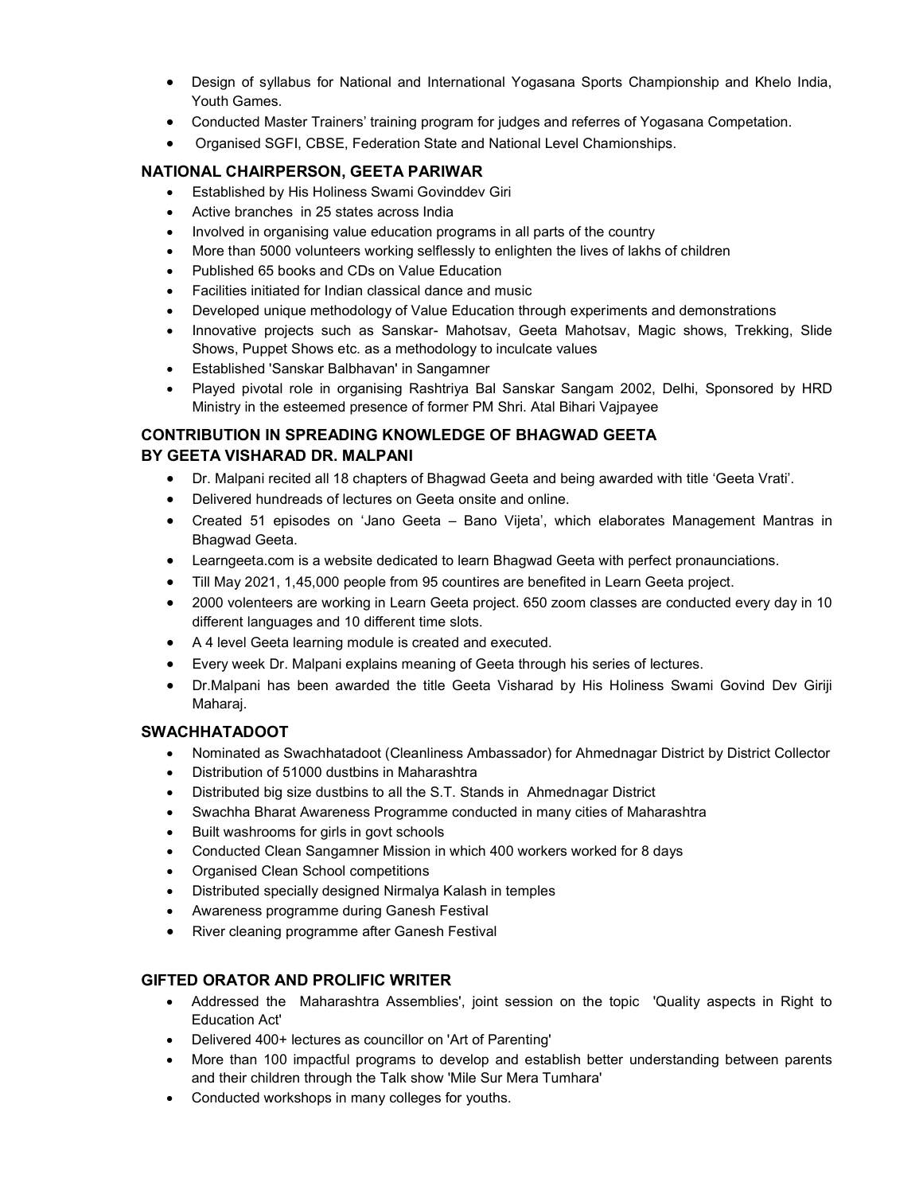- Design of syllabus for National and International Yogasana Sports Championship and Khelo India, Youth Games.
- Conducted Master Trainers' training program for judges and referres of Yogasana Competation.
- Organised SGFI, CBSE, Federation State and National Level Chamionships.

### NATIONAL CHAIRPERSON, GEETA PARIWAR

- Established by His Holiness Swami Govinddev Giri
- Active branches in 25 states across India
- Involved in organising value education programs in all parts of the country
- More than 5000 volunteers working selflessly to enlighten the lives of lakhs of children
- Published 65 books and CDs on Value Education
- Facilities initiated for Indian classical dance and music
- Developed unique methodology of Value Education through experiments and demonstrations
- Innovative projects such as Sanskar- Mahotsav, Geeta Mahotsav, Magic shows, Trekking, Slide Shows, Puppet Shows etc. as a methodology to inculcate values
- Established 'Sanskar Balbhavan' in Sangamner
- Played pivotal role in organising Rashtriya Bal Sanskar Sangam 2002, Delhi, Sponsored by HRD Ministry in the esteemed presence of former PM Shri. Atal Bihari Vajpayee

### CONTRIBUTION IN SPREADING KNOWLEDGE OF BHAGWAD GEETA BY GEETA VISHARAD DR. MALPANI

- Dr. Malpani recited all 18 chapters of Bhagwad Geeta and being awarded with title 'Geeta Vrati'.
- Delivered hundreads of lectures on Geeta onsite and online.
- Created 51 episodes on 'Jano Geeta – Bano Vijeta', which elaborates Management Mantras in Bhagwad Geeta.
- Learngeeta.com is a website dedicated to learn Bhagwad Geeta with perfect pronaunciations.
- Till May 2021, 1,45,000 people from 95 countires are benefited in Learn Geeta project.
- 2000 volenteers are working in Learn Geeta project. 650 zoom classes are conducted every day in 10 different languages and 10 different time slots.
- A 4 level Geeta learning module is created and executed.
- Every week Dr. Malpani explains meaning of Geeta through his series of lectures.
- Dr.Malpani has been awarded the title Geeta Visharad by His Holiness Swami Govind Dev Giriji Maharaj.

### SWACHHATADOOT

- Nominated as Swachhatadoot (Cleanliness Ambassador) for Ahmednagar District by District Collector
- Distribution of 51000 dustbins in Maharashtra
- Distributed big size dustbins to all the S.T. Stands in Ahmednagar District
- Swachha Bharat Awareness Programme conducted in many cities of Maharashtra
- Built washrooms for girls in govt schools
- Conducted Clean Sangamner Mission in which 400 workers worked for 8 days
- Organised Clean School competitions
- Distributed specially designed Nirmalya Kalash in temples
- Awareness programme during Ganesh Festival
- River cleaning programme after Ganesh Festival

### GIFTED ORATOR AND PROLIFIC WRITER

- Addressed the Maharashtra Assemblies', joint session on the topic 'Quality aspects in Right to Education Act'
- Delivered 400+ lectures as councillor on 'Art of Parenting'
- More than 100 impactful programs to develop and establish better understanding between parents and their children through the Talk show 'Mile Sur Mera Tumhara'
- Conducted workshops in many colleges for youths.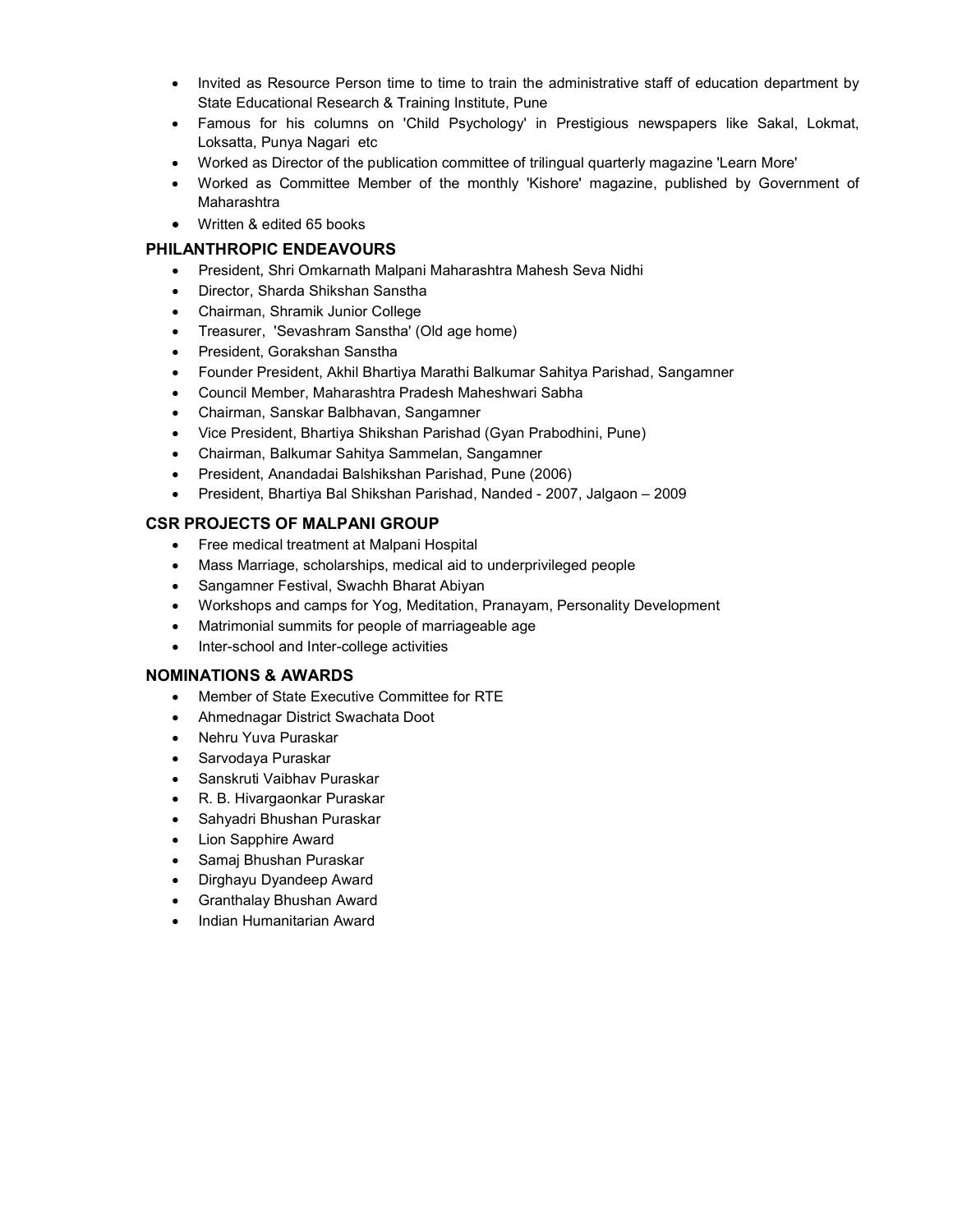- Invited as Resource Person time to time to train the administrative staff of education department by State Educational Research & Training Institute, Pune
- Famous for his columns on 'Child Psychology' in Prestigious newspapers like Sakal, Lokmat, Loksatta, Punya Nagari etc
- Worked as Director of the publication committee of trilingual quarterly magazine 'Learn More'
- Worked as Committee Member of the monthly 'Kishore' magazine, published by Government of Maharashtra
- Written & edited 65 books

### PHILANTHROPIC ENDEAVOURS

- President, Shri Omkarnath Malpani Maharashtra Mahesh Seva Nidhi
- Director, Sharda Shikshan Sanstha
- Chairman, Shramik Junior College
- Treasurer, 'Sevashram Sanstha' (Old age home)
- President, Gorakshan Sanstha
- Founder President, Akhil Bhartiya Marathi Balkumar Sahitya Parishad, Sangamner
- Council Member, Maharashtra Pradesh Maheshwari Sabha
- Chairman, Sanskar Balbhavan, Sangamner
- Vice President, Bhartiya Shikshan Parishad (Gyan Prabodhini, Pune)
- Chairman, Balkumar Sahitya Sammelan, Sangamner
- President, Anandadai Balshikshan Parishad, Pune (2006)
- President, Bhartiya Bal Shikshan Parishad, Nanded - 2007, Jalgaon – 2009

### CSR PROJECTS OF MALPANI GROUP

- Free medical treatment at Malpani Hospital
- Mass Marriage, scholarships, medical aid to underprivileged people
- Sangamner Festival, Swachh Bharat Abiyan
- Workshops and camps for Yog, Meditation, Pranayam, Personality Development
- Matrimonial summits for people of marriageable age
- Inter-school and Inter-college activities

### NOMINATIONS & AWARDS

- Member of State Executive Committee for RTE
- Ahmednagar District Swachata Doot
- Nehru Yuva Puraskar
- Sarvodaya Puraskar
- Sanskruti Vaibhav Puraskar
- R. B. Hivargaonkar Puraskar
- Sahyadri Bhushan Puraskar
- Lion Sapphire Award
- Samaj Bhushan Puraskar
- Dirghayu Dyandeep Award
- Granthalay Bhushan Award
- Indian Humanitarian Award